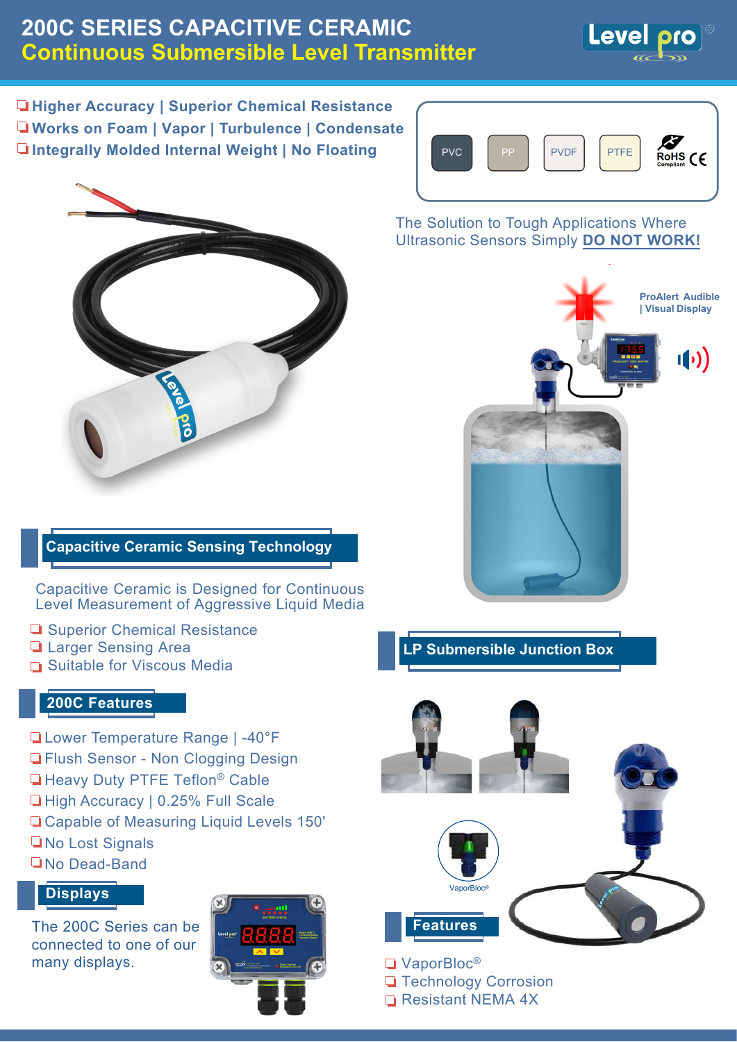# 200C SERIES CAPACITIVE CERAMIC

## Continuous Submersible Level Transmitter

- Higher Accuracy | Superior Chemical Resistance
- Works on Foam | Vapor | Turbulence | Condensate
- Integrally Molded Internal Weight | No Floating

PVC | PP | PVDF | PTFE | RoHS Compliant | CE

The Solution to Tough Applications Where Ultrasonic Sensors Simply **DO NOT WORK!**

ProAlert Audible | Visual Display

## Capacitive Ceramic Sensing Technology

Capacitive Ceramic is Designed for Continuous Level Measurement of Aggressive Liquid Media

- Superior Chemical Resistance
- Larger Sensing Area
- Suitable for Viscous Media

## 200C Features

- Lower Temperature Range | -40°F
- Flush Sensor - Non Clogging Design
- Heavy Duty PTFE Teflon® Cable
- High Accuracy | 0.25% Full Scale
- Capable of Measuring Liquid Levels 150'
- No Lost Signals
- No Dead-Band

## Displays

The 200C Series can be connected to one of our many displays.

## LP Submersible Junction Box

VaporBloc®

## Features

- VaporBloc®
- Technology Corrosion
- Resistant NEMA 4X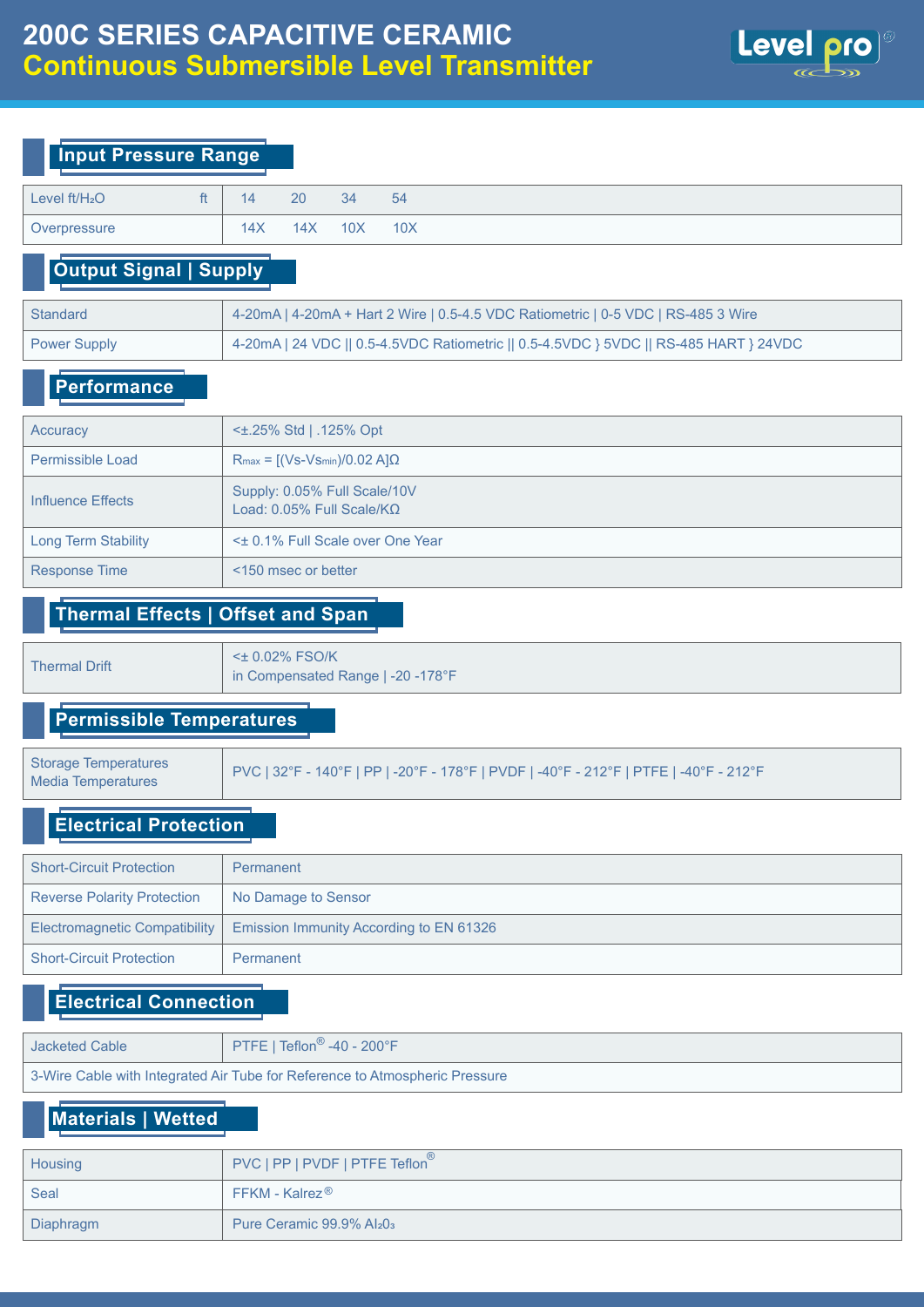# 200C SERIES CAPACITIVE CERAMIC
## Continuous Submersible Level Transmitter

### Input Pressure Range

| Level ft/$H_2O$ | ft | 14 | 20 | 34 | 54 |
|---|---|---|---|---|---|
| Overpressure | | 14X | 14X | 10X | 10X |

### Output Signal | Supply

| | |
|---|---|
| Standard | 4-20mA \| 4-20mA + Hart 2 Wire \| 0.5-4.5 VDC Ratiometric \| 0-5 VDC \| RS-485 3 Wire |
| Power Supply | 4-20mA \| 24 VDC \|\| 0.5-4.5VDC Ratiometric \|\| 0.5-4.5VDC } 5VDC \|\| RS-485 HART } 24VDC |

### Performance

| | |
|---|---|
| Accuracy | <±.25% Std \| .125% Opt |
| Permissible Load | $R_{max}$ = [(Vs-$Vs_{min}$)/0.02 A]Ω |
| Influence Effects | Supply: 0.05% Full Scale/10V<br>Load: 0.05% Full Scale/KΩ |
| Long Term Stability | <± 0.1% Full Scale over One Year |
| Response Time | <150 msec or better |

### Thermal Effects | Offset and Span

| | |
|---|---|
| Thermal Drift | <± 0.02% FSO/K<br>in Compensated Range \| -20 -178°F |

### Permissible Temperatures

| | |
|---|---|
| Storage Temperatures<br>Media Temperatures | PVC \| 32°F - 140°F \| PP \| -20°F - 178°F \| PVDF \| -40°F - 212°F \| PTFE \| -40°F - 212°F |

### Electrical Protection

| | |
|---|---|
| Short-Circuit Protection | Permanent |
| Reverse Polarity Protection | No Damage to Sensor |
| Electromagnetic Compatibility | Emission Immunity According to EN 61326 |
| Short-Circuit Protection | Permanent |

### Electrical Connection

| | |
|---|---|
| Jacketed Cable | PTFE \| Teflon® -40 - 200°F |
| 3-Wire Cable with Integrated Air Tube for Reference to Atmospheric Pressure | |

### Materials | Wetted

| | |
|---|---|
| Housing | PVC \| PP \| PVDF \| PTFE Teflon® |
| Seal | FFKM - Kalrez® |
| Diaphragm | Pure Ceramic 99.9% $Al_2O_3$ |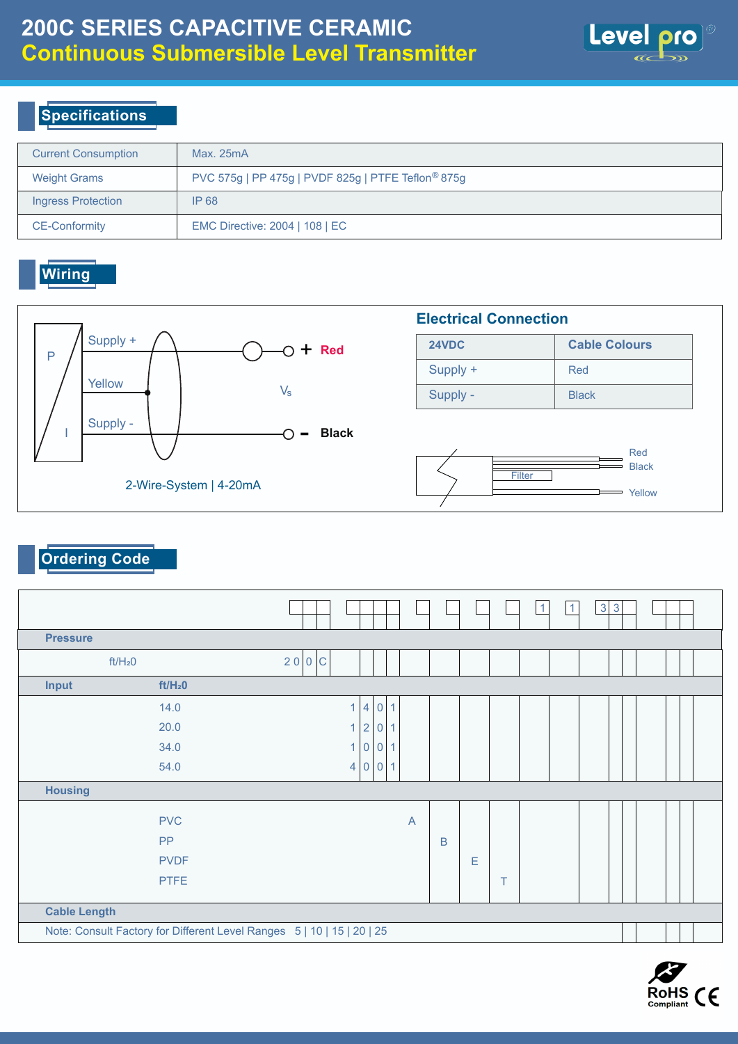# 200C SERIES CAPACITIVE CERAMIC
## Continuous Submersible Level Transmitter

## Specifications

| | |
|---|---|
| Current Consumption | Max. 25mA |
| Weight Grams | PVC 575g \| PP 475g \| PVDF 825g \| PTFE Teflon® 875g |
| Ingress Protection | IP 68 |
| CE-Conformity | EMC Directive: 2004 \| 108 \| EC |

## Wiring

P
I
Supply +
Yellow
Supply -
+ Red
$V_s$
- Black

2-Wire-System | 4-20mA

### Electrical Connection

| 24VDC | Cable Colours |
|---|---|
| Supply + | Red |
| Supply - | Black |

Filter
Red
Black
Yellow

## Ordering Code

| | | | | | | | | | |
|---|---|---|---|---|---|---|---|---|---|
| **Pressure** | | | | | | | | | |
| ft/H₂0 | 2 0 0 C | | | | | | | | |
| **Input** | **ft/H₂0** | | | | | | | | |
| | 14.0 | 1 4 0 1 | | | | | | | |
| | 20.0 | 1 2 0 1 | | | | | | | |
| | 34.0 | 1 0 0 1 | | | | | | | |
| | 54.0 | 4 0 0 1 | | | | | | | |
| **Housing** | | | | | | | | | |
| | PVC | | A | | | | | | |
| | PP | | | B | | | | | |
| | PVDF | | | | E | | | | |
| | PTFE | | | | | T | | | |
| **Cable Length** | | | | | | | | | |
| Note: Consult Factory for Different Level Ranges | 5 \| 10 \| 15 \| 20 \| 25 | | | | | | | | |

Code template: _ _ _ _ | _ _ _ _ | _ | _ | _ | _ | 1 | 1 | 3 3 | _ _ _

RoHS Compliant CE